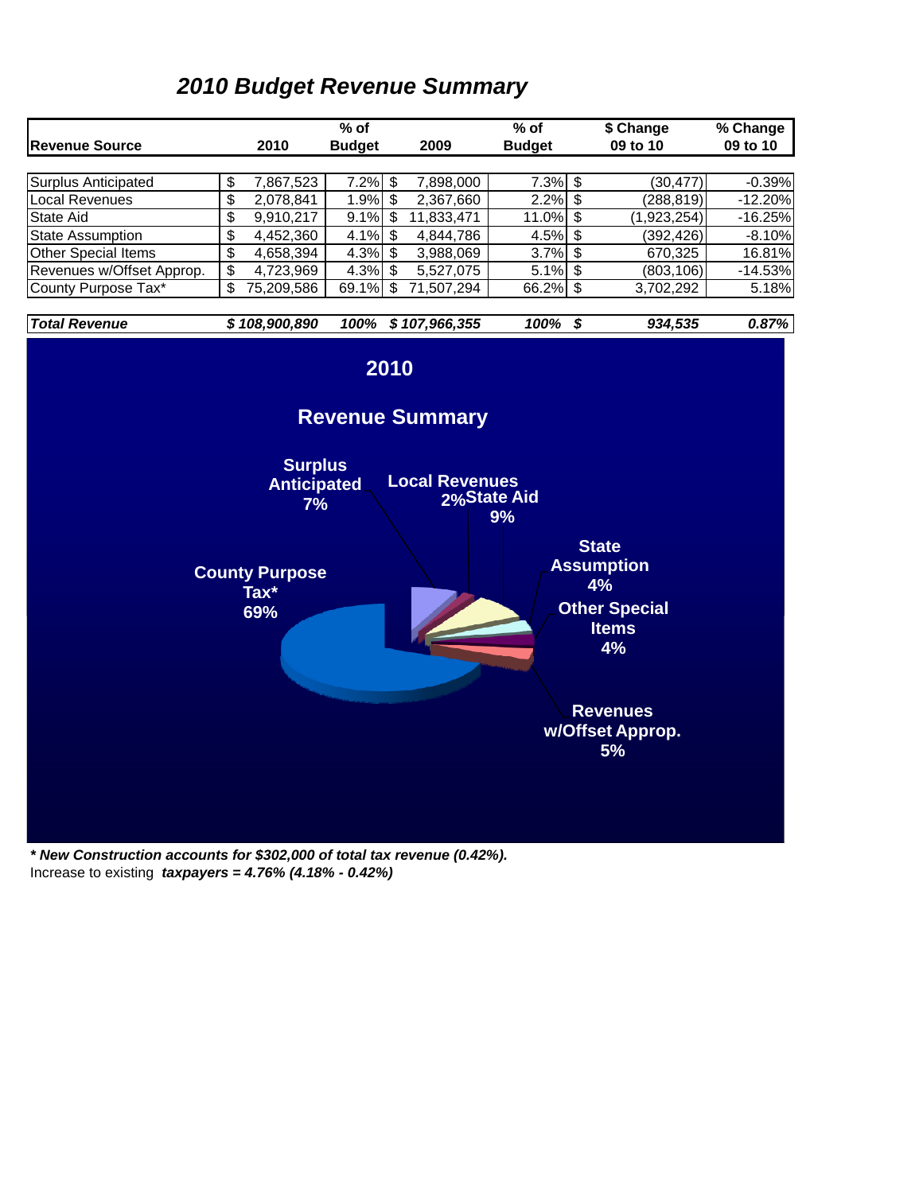# *2010 Budget Revenue Summary*

| Revenue Source | 2010 | % of Budget | 2009 | % of Budget | $ Change 09 to 10 | % Change 09 to 10 |
|---|---|---|---|---|---|---|
| Surplus Anticipated | $ 7,867,523 | 7.2% | $ 7,898,000 | 7.3% | $ (30,477) | -0.39% |
| Local Revenues | $ 2,078,841 | 1.9% | $ 2,367,660 | 2.2% | $ (288,819) | -12.20% |
| State Aid | $ 9,910,217 | 9.1% | $ 11,833,471 | 11.0% | $ (1,923,254) | -16.25% |
| State Assumption | $ 4,452,360 | 4.1% | $ 4,844,786 | 4.5% | $ (392,426) | -8.10% |
| Other Special Items | $ 4,658,394 | 4.3% | $ 3,988,069 | 3.7% | $ 670,325 | 16.81% |
| Revenues w/Offset Approp. | $ 4,723,969 | 4.3% | $ 5,527,075 | 5.1% | $ (803,106) | -14.53% |
| County Purpose Tax* | $ 75,209,586 | 69.1% | $ 71,507,294 | 66.2% | $ 3,702,292 | 5.18% |
| ***Total Revenue*** | ***$ 108,900,890*** | ***100%*** | ***$ 107,966,355*** | ***100%*** | ***$ 934,535*** | ***0.87%*** |

## 2010

## Revenue Summary

- Surplus Anticipated 7%
- Local Revenues 2%
- State Aid 9%
- State Assumption 4%
- Other Special Items 4%
- Revenues w/Offset Approp. 5%
- County Purpose Tax* 69%

***\* New Construction accounts for $302,000 of total tax revenue (0.42%).***
Increase to existing ***taxpayers = 4.76% (4.18% - 0.42%)***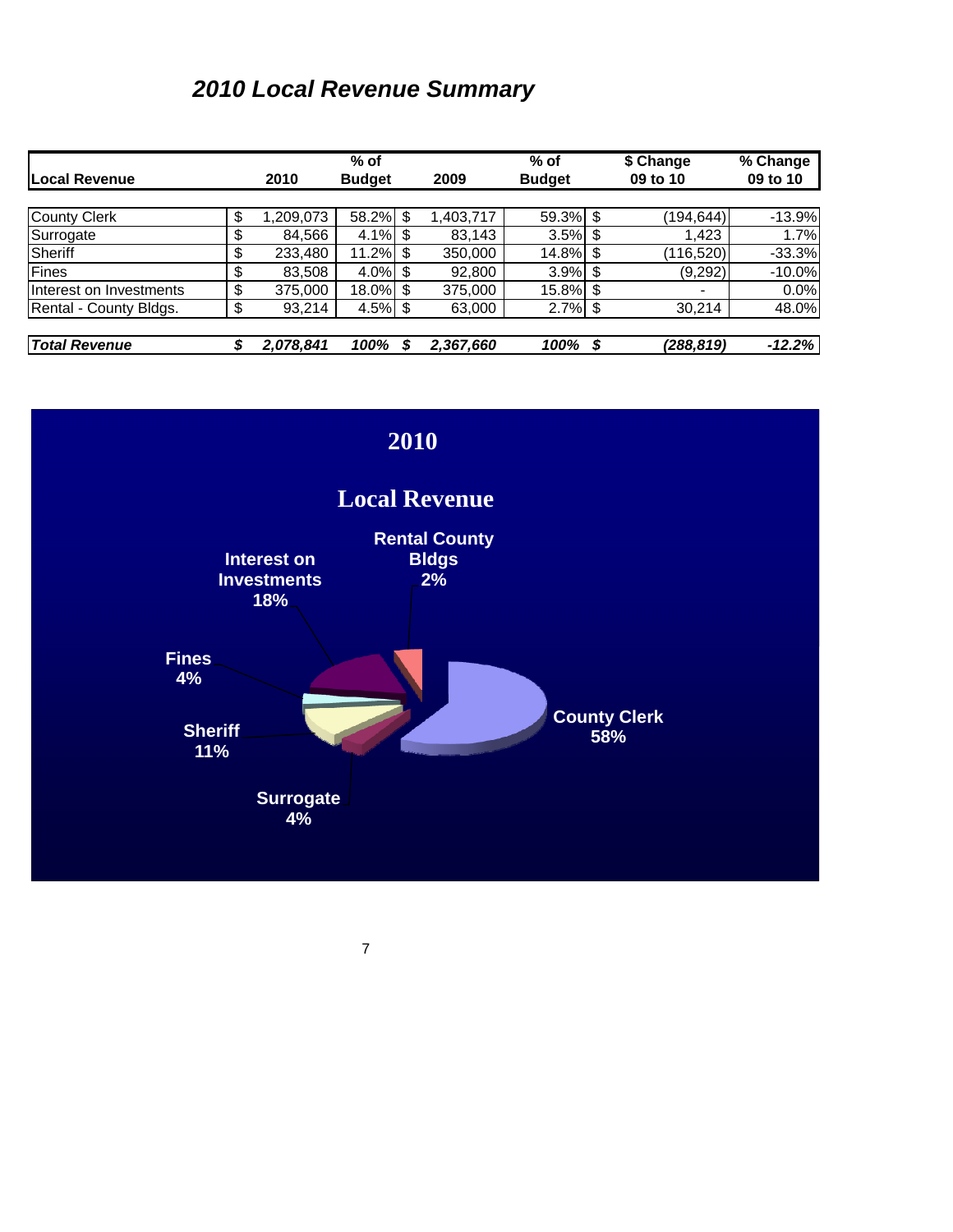# *2010 Local Revenue Summary*

| Local Revenue | 2010 | % of Budget | 2009 | % of Budget | $ Change 09 to 10 | % Change 09 to 10 |
|---|---|---|---|---|---|---|
| County Clerk | $ 1,209,073 | 58.2% | $ 1,403,717 | 59.3% | $ (194,644) | -13.9% |
| Surrogate | $ 84,566 | 4.1% | $ 83,143 | 3.5% | $ 1,423 | 1.7% |
| Sheriff | $ 233,480 | 11.2% | $ 350,000 | 14.8% | $ (116,520) | -33.3% |
| Fines | $ 83,508 | 4.0% | $ 92,800 | 3.9% | $ (9,292) | -10.0% |
| Interest on Investments | $ 375,000 | 18.0% | $ 375,000 | 15.8% | $ - | 0.0% |
| Rental - County Bldgs. | $ 93,214 | 4.5% | $ 63,000 | 2.7% | $ 30,214 | 48.0% |
| ***Total Revenue*** | ***$ 2,078,841*** | ***100%*** | ***$ 2,367,660*** | ***100%*** | ***$ (288,819)*** | ***-12.2%*** |

**2010**

**Local Revenue**

- County Clerk 58%
- Interest on Investments 18%
- Sheriff 11%
- Fines 4%
- Surrogate 4%
- Rental County Bldgs 2%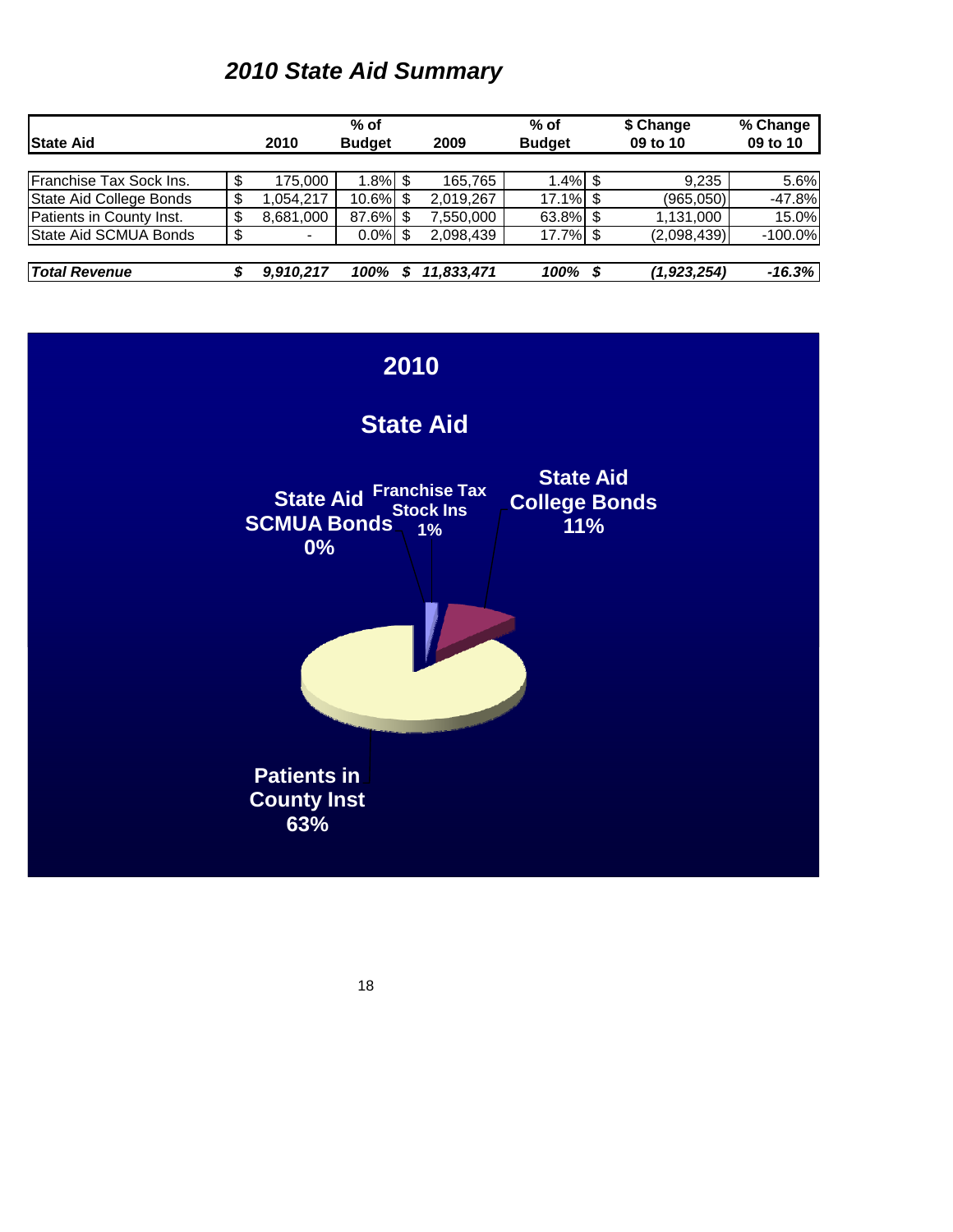## *2010 State Aid Summary*

| State Aid | 2010 | % of Budget | 2009 | % of Budget | $ Change 09 to 10 | % Change 09 to 10 |
|---|---|---|---|---|---|---|
| Franchise Tax Sock Ins. | $ 175,000 | 1.8% | $ 165,765 | 1.4% | $ 9,235 | 5.6% |
| State Aid College Bonds | $ 1,054,217 | 10.6% | $ 2,019,267 | 17.1% | $ (965,050) | -47.8% |
| Patients in County Inst. | $ 8,681,000 | 87.6% | $ 7,550,000 | 63.8% | $ 1,131,000 | 15.0% |
| State Aid SCMUA Bonds | $ - | 0.0% | $ 2,098,439 | 17.7% | $ (2,098,439) | -100.0% |
| ***Total Revenue*** | ***$ 9,910,217*** | ***100%*** | ***$ 11,833,471*** | ***100%*** | ***$ (1,923,254)*** | ***-16.3%*** |

**2010**

**State Aid**

- State Aid SCMUA Bonds 0%
- Franchise Tax Stock Ins 1%
- State Aid College Bonds 11%
- Patients in County Inst 63%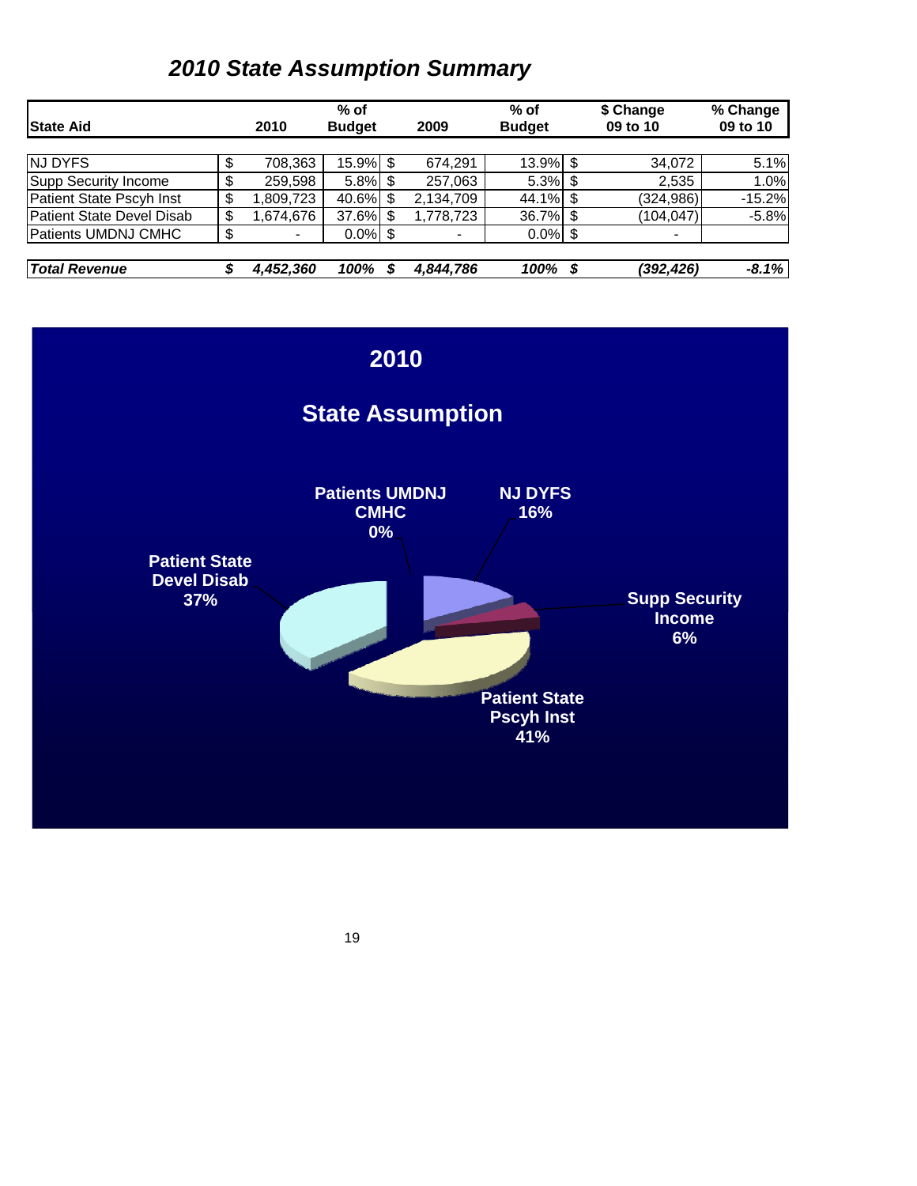# *2010 State Assumption Summary*

| State Aid | 2010 | % of Budget | 2009 | % of Budget | $ Change 09 to 10 | % Change 09 to 10 |
|---|---|---|---|---|---|---|
| NJ DYFS | $ 708,363 | 15.9% | $ 674,291 | 13.9% | $ 34,072 | 5.1% |
| Supp Security Income | $ 259,598 | 5.8% | $ 257,063 | 5.3% | $ 2,535 | 1.0% |
| Patient State Pscyh Inst | $ 1,809,723 | 40.6% | $ 2,134,709 | 44.1% | $ (324,986) | -15.2% |
| Patient State Devel Disab | $ 1,674,676 | 37.6% | $ 1,778,723 | 36.7% | $ (104,047) | -5.8% |
| Patients UMDNJ CMHC | $ - | 0.0% | $ - | 0.0% | $ - | |
| ***Total Revenue*** | ***$ 4,452,360*** | ***100%*** | ***$ 4,844,786*** | ***100%*** | ***$ (392,426)*** | ***-8.1%*** |

**2010**

**State Assumption**

| Category | % |
|---|---|
| Patients UMDNJ CMHC | 0% |
| NJ DYFS | 16% |
| Supp Security Income | 6% |
| Patient State Pscyh Inst | 41% |
| Patient State Devel Disab | 37% |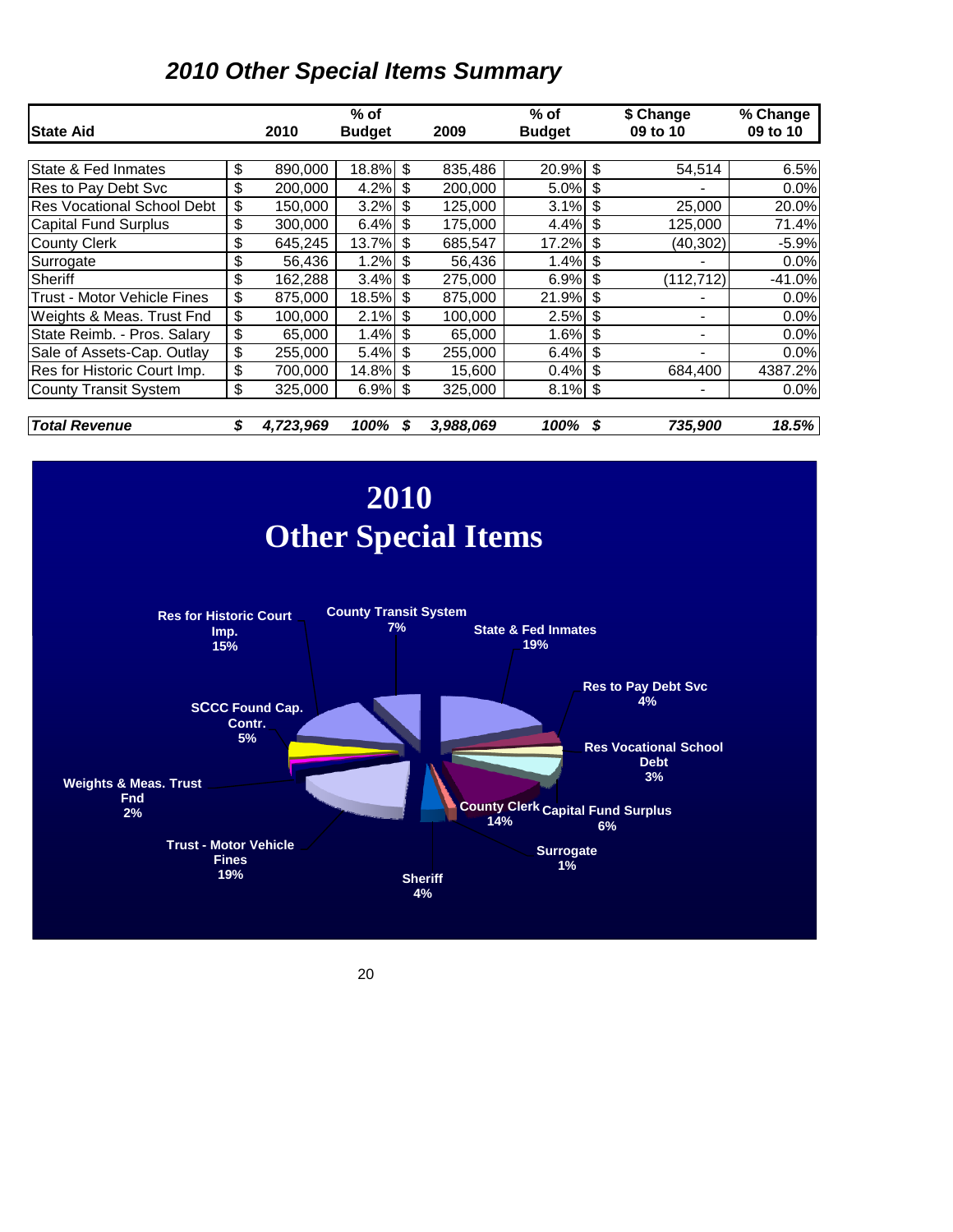# *2010 Other Special Items Summary*

| State Aid | 2010 | % of Budget | 2009 | % of Budget | $ Change 09 to 10 | % Change 09 to 10 |
|---|---|---|---|---|---|---|
| State & Fed Inmates | $ 890,000 | 18.8% | $ 835,486 | 20.9% | $ 54,514 | 6.5% |
| Res to Pay Debt Svc | $ 200,000 | 4.2% | $ 200,000 | 5.0% | $ - | 0.0% |
| Res Vocational School Debt | $ 150,000 | 3.2% | $ 125,000 | 3.1% | $ 25,000 | 20.0% |
| Capital Fund Surplus | $ 300,000 | 6.4% | $ 175,000 | 4.4% | $ 125,000 | 71.4% |
| County Clerk | $ 645,245 | 13.7% | $ 685,547 | 17.2% | $ (40,302) | -5.9% |
| Surrogate | $ 56,436 | 1.2% | $ 56,436 | 1.4% | $ - | 0.0% |
| Sheriff | $ 162,288 | 3.4% | $ 275,000 | 6.9% | $ (112,712) | -41.0% |
| Trust - Motor Vehicle Fines | $ 875,000 | 18.5% | $ 875,000 | 21.9% | $ - | 0.0% |
| Weights & Meas. Trust Fnd | $ 100,000 | 2.1% | $ 100,000 | 2.5% | $ - | 0.0% |
| State Reimb. - Pros. Salary | $ 65,000 | 1.4% | $ 65,000 | 1.6% | $ - | 0.0% |
| Sale of Assets-Cap. Outlay | $ 255,000 | 5.4% | $ 255,000 | 6.4% | $ - | 0.0% |
| Res for Historic Court Imp. | $ 700,000 | 14.8% | $ 15,600 | 0.4% | $ 684,400 | 4387.2% |
| County Transit System | $ 325,000 | 6.9% | $ 325,000 | 8.1% | $ - | 0.0% |
| ***Total Revenue*** | ***$ 4,723,969*** | ***100%*** | ***$ 3,988,069*** | ***100%*** | ***$ 735,900*** | ***18.5%*** |

## 2010 Other Special Items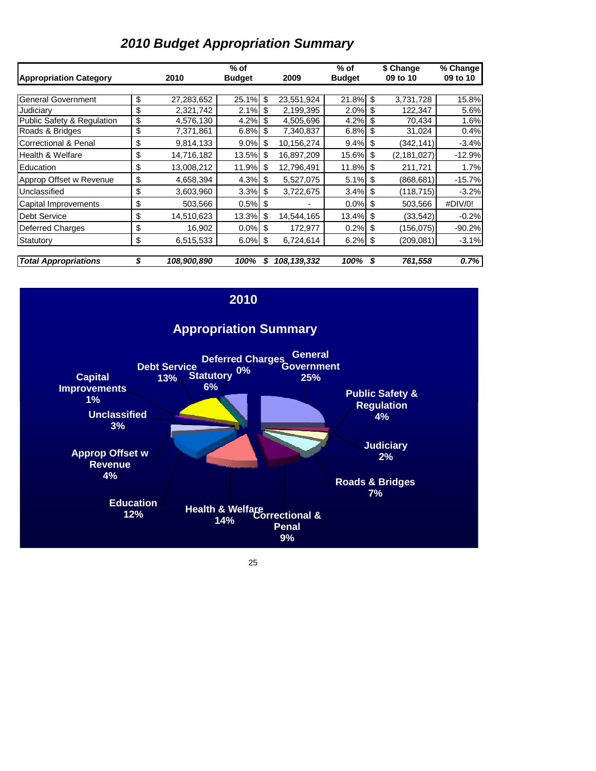# 2010 Budget Appropriation Summary

| Appropriation Category | 2010 | % of Budget | 2009 | % of Budget | $ Change 09 to 10 | % Change 09 to 10 |
|---|---|---|---|---|---|---|
| General Government | $ 27,283,652 | 25.1% | $ 23,551,924 | 21.8% | $ 3,731,728 | 15.8% |
| Judiciary | $ 2,321,742 | 2.1% | $ 2,199,395 | 2.0% | $ 122,347 | 5.6% |
| Public Safety & Regulation | $ 4,576,130 | 4.2% | $ 4,505,696 | 4.2% | $ 70,434 | 1.6% |
| Roads & Bridges | $ 7,371,861 | 6.8% | $ 7,340,837 | 6.8% | $ 31,024 | 0.4% |
| Correctional & Penal | $ 9,814,133 | 9.0% | $ 10,156,274 | 9.4% | $ (342,141) | -3.4% |
| Health & Welfare | $ 14,716,182 | 13.5% | $ 16,897,209 | 15.6% | $ (2,181,027) | -12.9% |
| Education | $ 13,008,212 | 11.9% | $ 12,796,491 | 11.8% | $ 211,721 | 1.7% |
| Approp Offset w Revenue | $ 4,658,394 | 4.3% | $ 5,527,075 | 5.1% | $ (868,681) | -15.7% |
| Unclassified | $ 3,603,960 | 3.3% | $ 3,722,675 | 3.4% | $ (118,715) | -3.2% |
| Capital Improvements | $ 503,566 | 0.5% | $ - | 0.0% | $ 503,566 | #DIV/0! |
| Debt Service | $ 14,510,623 | 13.3% | $ 14,544,165 | 13.4% | $ (33,542) | -0.2% |
| Deferred Charges | $ 16,902 | 0.0% | $ 172,977 | 0.2% | $ (156,075) | -90.2% |
| Statutory | $ 6,515,533 | 6.0% | $ 6,724,614 | 6.2% | $ (209,081) | -3.1% |
| ***Total Appropriations*** | ***$ 108,900,890*** | ***100%*** | ***$ 108,139,332*** | ***100%*** | ***$ 761,558*** | ***0.7%*** |

**2010**

**Appropriation Summary**

General Government 25%; Public Safety & Regulation 4%; Judiciary 2%; Roads & Bridges 7%; Correctional & Penal 9%; Health & Welfare 14%; Education 12%; Approp Offset w Revenue 4%; Unclassified 3%; Capital Improvements 1%; Debt Service 13%; Statutory 6%; Deferred Charges 0%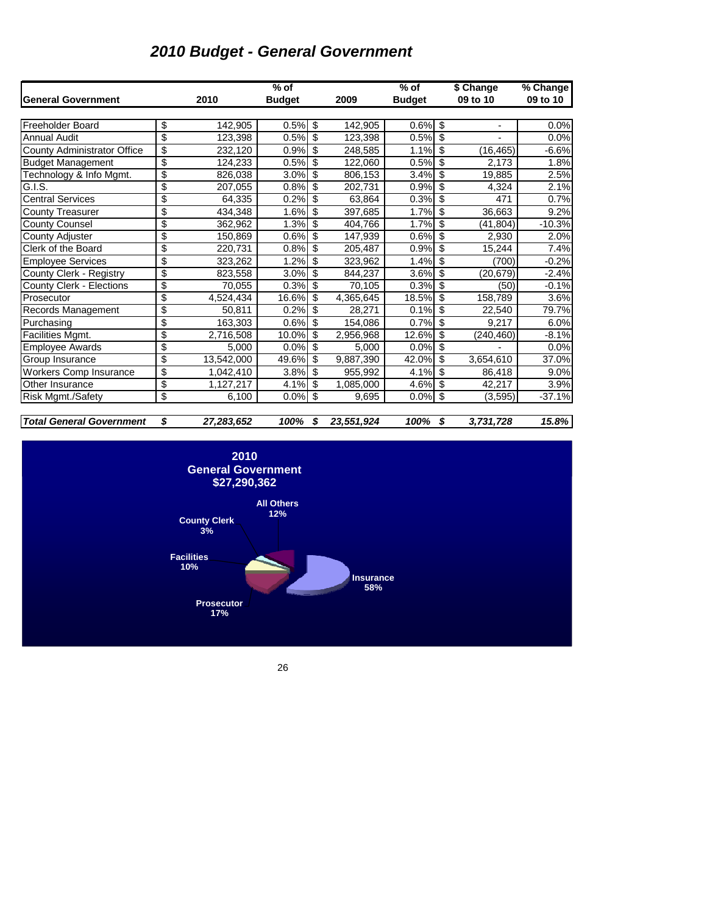# 2010 Budget - General Government

| General Government | 2010 | % of Budget | 2009 | % of Budget | $ Change 09 to 10 | % Change 09 to 10 |
|---|---|---|---|---|---|---|
| Freeholder Board | $ 142,905 | 0.5% | $ 142,905 | 0.6% | $ - | 0.0% |
| Annual Audit | $ 123,398 | 0.5% | $ 123,398 | 0.5% | $ - | 0.0% |
| County Administrator Office | $ 232,120 | 0.9% | $ 248,585 | 1.1% | $ (16,465) | -6.6% |
| Budget Management | $ 124,233 | 0.5% | $ 122,060 | 0.5% | $ 2,173 | 1.8% |
| Technology & Info Mgmt. | $ 826,038 | 3.0% | $ 806,153 | 3.4% | $ 19,885 | 2.5% |
| G.I.S. | $ 207,055 | 0.8% | $ 202,731 | 0.9% | $ 4,324 | 2.1% |
| Central Services | $ 64,335 | 0.2% | $ 63,864 | 0.3% | $ 471 | 0.7% |
| County Treasurer | $ 434,348 | 1.6% | $ 397,685 | 1.7% | $ 36,663 | 9.2% |
| County Counsel | $ 362,962 | 1.3% | $ 404,766 | 1.7% | $ (41,804) | -10.3% |
| County Adjuster | $ 150,869 | 0.6% | $ 147,939 | 0.6% | $ 2,930 | 2.0% |
| Clerk of the Board | $ 220,731 | 0.8% | $ 205,487 | 0.9% | $ 15,244 | 7.4% |
| Employee Services | $ 323,262 | 1.2% | $ 323,962 | 1.4% | $ (700) | -0.2% |
| County Clerk - Registry | $ 823,558 | 3.0% | $ 844,237 | 3.6% | $ (20,679) | -2.4% |
| County Clerk - Elections | $ 70,055 | 0.3% | $ 70,105 | 0.3% | $ (50) | -0.1% |
| Prosecutor | $ 4,524,434 | 16.6% | $ 4,365,645 | 18.5% | $ 158,789 | 3.6% |
| Records Management | $ 50,811 | 0.2% | $ 28,271 | 0.1% | $ 22,540 | 79.7% |
| Purchasing | $ 163,303 | 0.6% | $ 154,086 | 0.7% | $ 9,217 | 6.0% |
| Facilities Mgmt. | $ 2,716,508 | 10.0% | $ 2,956,968 | 12.6% | $ (240,460) | -8.1% |
| Employee Awards | $ 5,000 | 0.0% | $ 5,000 | 0.0% | $ - | 0.0% |
| Group Insurance | $ 13,542,000 | 49.6% | $ 9,887,390 | 42.0% | $ 3,654,610 | 37.0% |
| Workers Comp Insurance | $ 1,042,410 | 3.8% | $ 955,992 | 4.1% | $ 86,418 | 9.0% |
| Other Insurance | $ 1,127,217 | 4.1% | $ 1,085,000 | 4.6% | $ 42,217 | 3.9% |
| Risk Mgmt./Safety | $ 6,100 | 0.0% | $ 9,695 | 0.0% | $ (3,595) | -37.1% |
| ***Total General Government*** | ***$ 27,283,652*** | ***100%*** | ***$ 23,551,924*** | ***100%*** | ***$ 3,731,728*** | ***15.8%*** |

**2010 General Government $27,290,362**

- Insurance 58%
- Prosecutor 17%
- Facilities 10%
- County Clerk 3%
- All Others 12%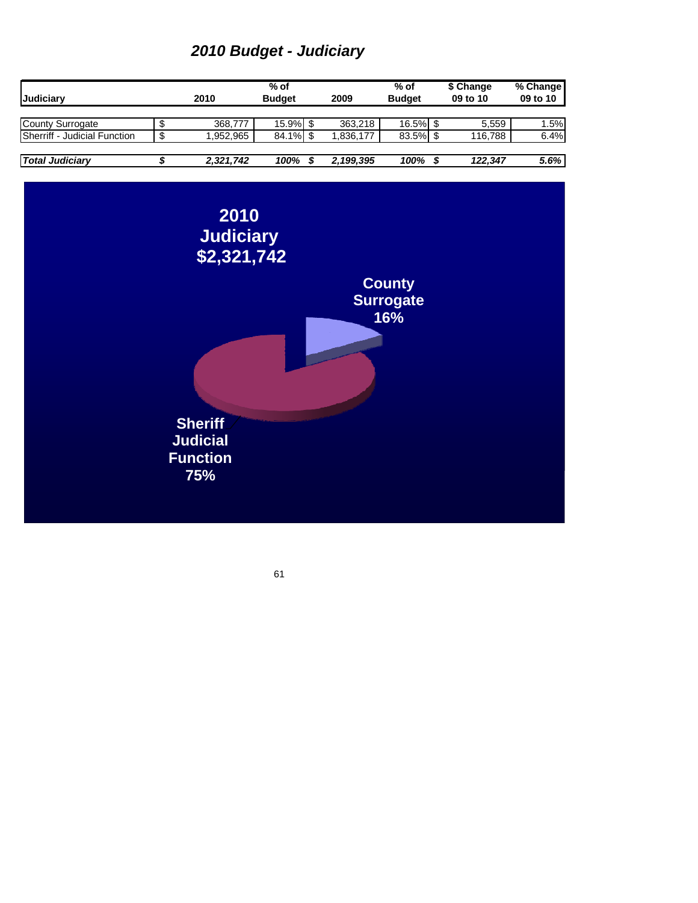# *2010 Budget - Judiciary*

| Judiciary | | 2010 | % of Budget | | 2009 | % of Budget | | $ Change 09 to 10 | % Change 09 to 10 |
|---|---|---|---|---|---|---|---|---|---|
| County Surrogate | $ | 368,777 | 15.9% | $ | 363,218 | 16.5% | $ | 5,559 | 1.5% |
| Sherriff - Judicial Function | $ | 1,952,965 | 84.1% | $ | 1,836,177 | 83.5% | $ | 116,788 | 6.4% |
| ***Total Judiciary*** | ***$*** | ***2,321,742*** | ***100%*** | ***$*** | ***2,199,395*** | ***100%*** | ***$*** | ***122,347*** | ***5.6%*** |

**2010 Judiciary $2,321,742**

**County Surrogate 16%**

**Sheriff Judicial Function 75%**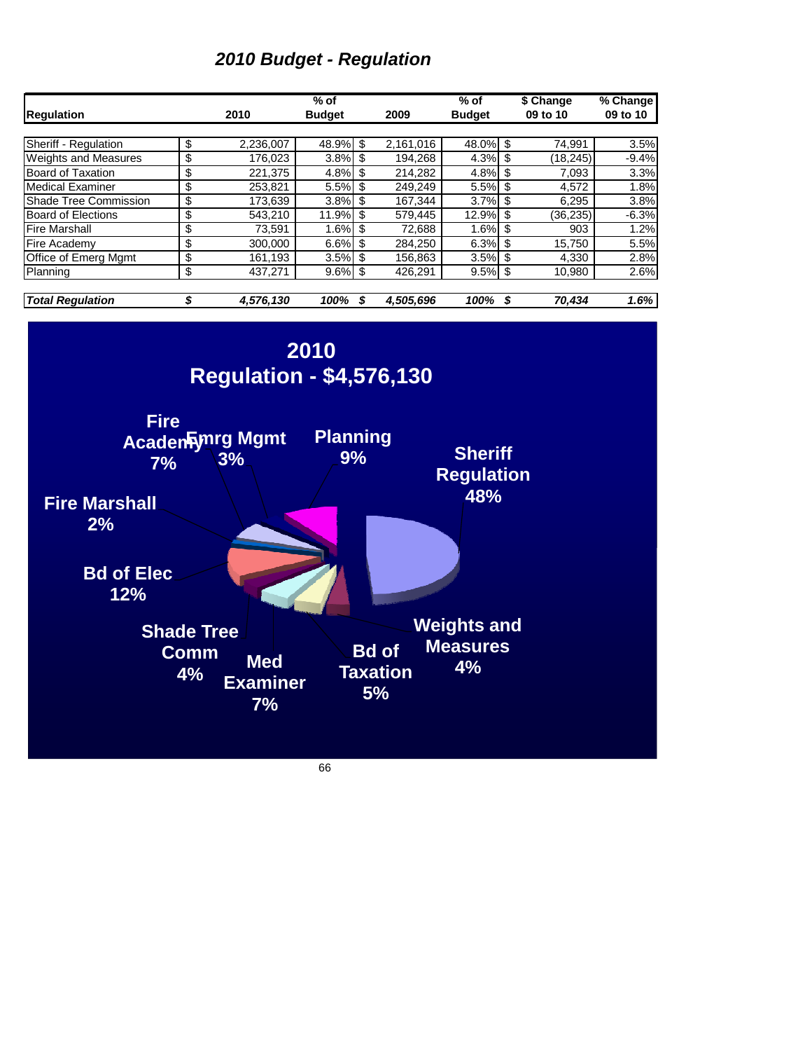# *2010 Budget - Regulation*

| Regulation | | 2010 | % of Budget | | 2009 | % of Budget | | $ Change 09 to 10 | % Change 09 to 10 |
|---|---|---|---|---|---|---|---|---|---|
| Sheriff - Regulation | $ | 2,236,007 | 48.9% | $ | 2,161,016 | 48.0% | $ | 74,991 | 3.5% |
| Weights and Measures | $ | 176,023 | 3.8% | $ | 194,268 | 4.3% | $ | (18,245) | -9.4% |
| Board of Taxation | $ | 221,375 | 4.8% | $ | 214,282 | 4.8% | $ | 7,093 | 3.3% |
| Medical Examiner | $ | 253,821 | 5.5% | $ | 249,249 | 5.5% | $ | 4,572 | 1.8% |
| Shade Tree Commission | $ | 173,639 | 3.8% | $ | 167,344 | 3.7% | $ | 6,295 | 3.8% |
| Board of Elections | $ | 543,210 | 11.9% | $ | 579,445 | 12.9% | $ | (36,235) | -6.3% |
| Fire Marshall | $ | 73,591 | 1.6% | $ | 72,688 | 1.6% | $ | 903 | 1.2% |
| Fire Academy | $ | 300,000 | 6.6% | $ | 284,250 | 6.3% | $ | 15,750 | 5.5% |
| Office of Emerg Mgmt | $ | 161,193 | 3.5% | $ | 156,863 | 3.5% | $ | 4,330 | 2.8% |
| Planning | $ | 437,271 | 9.6% | $ | 426,291 | 9.5% | $ | 10,980 | 2.6% |
| ***Total Regulation*** | ***$*** | ***4,576,130*** | ***100%*** | ***$*** | ***4,505,696*** | ***100%*** | ***$*** | ***70,434*** | ***1.6%*** |

**2010**
**Regulation - $4,576,130**

- Sheriff Regulation 48%
- Weights and Measures 4%
- Bd of Taxation 5%
- Med Examiner 7%
- Shade Tree Comm 4%
- Bd of Elec 12%
- Fire Marshall 2%
- Fire Academy 7%
- Emrg Mgmt 3%
- Planning 9%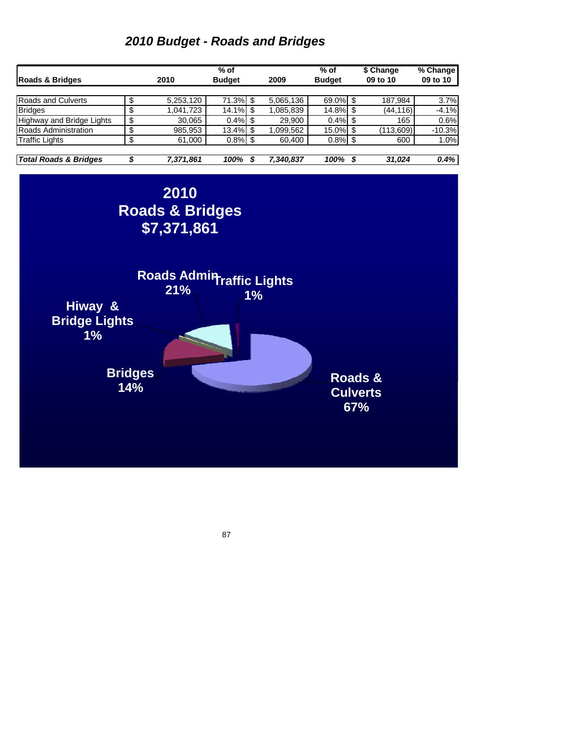# *2010 Budget - Roads and Bridges*

| Roads & Bridges | | 2010 | % of Budget | | 2009 | % of Budget | | $ Change 09 to 10 | % Change 09 to 10 |
|---|---|---|---|---|---|---|---|---|---|
| Roads and Culverts | $ | 5,253,120 | 71.3% | $ | 5,065,136 | 69.0% | $ | 187,984 | 3.7% |
| Bridges | $ | 1,041,723 | 14.1% | $ | 1,085,839 | 14.8% | $ | (44,116) | -4.1% |
| Highway and Bridge Lights | $ | 30,065 | 0.4% | $ | 29,900 | 0.4% | $ | 165 | 0.6% |
| Roads Administration | $ | 985,953 | 13.4% | $ | 1,099,562 | 15.0% | $ | (113,609) | -10.3% |
| Traffic Lights | $ | 61,000 | 0.8% | $ | 60,400 | 0.8% | $ | 600 | 1.0% |
| ***Total Roads & Bridges*** | ***$*** | ***7,371,861*** | ***100%*** | ***$*** | ***7,340,837*** | ***100%*** | ***$*** | ***31,024*** | ***0.4%*** |

**2010 Roads & Bridges $7,371,861**

Roads Admin 21%

Traffic Lights 1%

Hiway & Bridge Lights 1%

Bridges 14%

Roads & Culverts 67%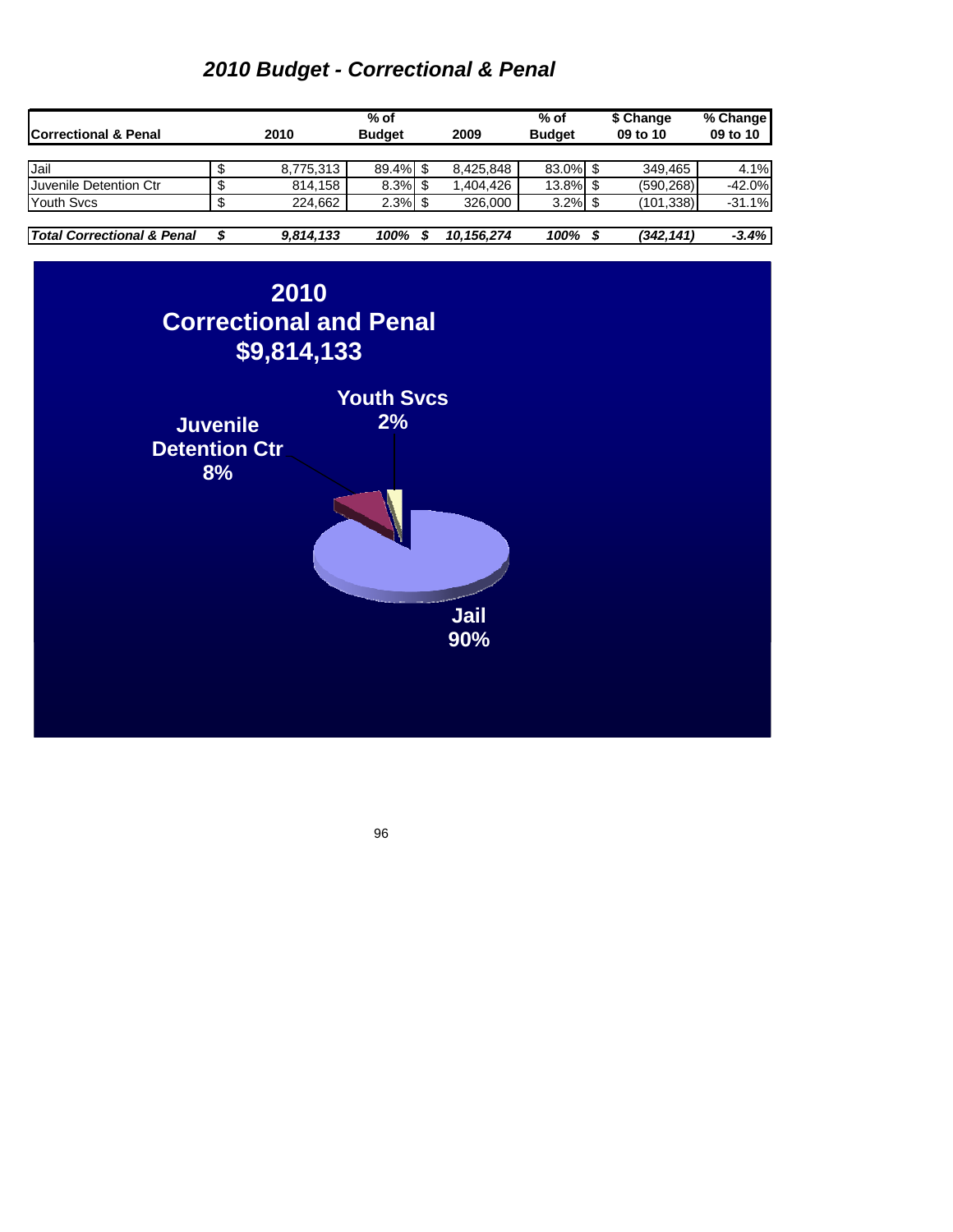# *2010 Budget - Correctional & Penal*

| Correctional & Penal | | 2010 | % of Budget | | 2009 | % of Budget | | $ Change 09 to 10 | % Change 09 to 10 |
|---|---|---|---|---|---|---|---|---|---|
| Jail | $ | 8,775,313 | 89.4% | $ | 8,425,848 | 83.0% | $ | 349,465 | 4.1% |
| Juvenile Detention Ctr | $ | 814,158 | 8.3% | $ | 1,404,426 | 13.8% | $ | (590,268) | -42.0% |
| Youth Svcs | $ | 224,662 | 2.3% | $ | 326,000 | 3.2% | $ | (101,338) | -31.1% |
| ***Total Correctional & Penal*** | ***$*** | ***9,814,133*** | ***100%*** | ***$*** | ***10,156,274*** | ***100%*** | ***$*** | ***(342,141)*** | ***-3.4%*** |

**2010**
**Correctional and Penal**
**$9,814,133**

**Youth Svcs 2%**

**Juvenile Detention Ctr 8%**

**Jail 90%**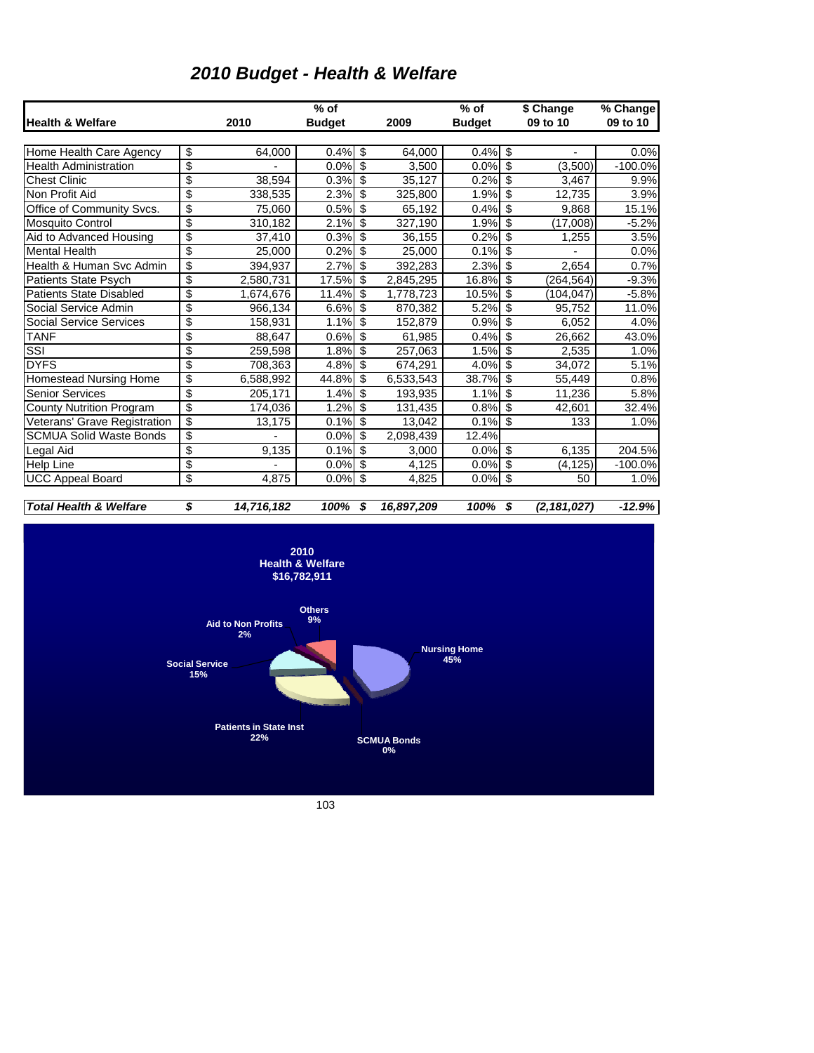# 2010 Budget - Health & Welfare

| Health & Welfare | | 2010 | % of Budget | | 2009 | % of Budget | | $ Change 09 to 10 | % Change 09 to 10 |
|---|---|---|---|---|---|---|---|---|---|
| Home Health Care Agency | $ | 64,000 | 0.4% | $ | 64,000 | 0.4% | $ | - | 0.0% |
| Health Administration | $ | - | 0.0% | $ | 3,500 | 0.0% | $ | (3,500) | -100.0% |
| Chest Clinic | $ | 38,594 | 0.3% | $ | 35,127 | 0.2% | $ | 3,467 | 9.9% |
| Non Profit Aid | $ | 338,535 | 2.3% | $ | 325,800 | 1.9% | $ | 12,735 | 3.9% |
| Office of Community Svcs. | $ | 75,060 | 0.5% | $ | 65,192 | 0.4% | $ | 9,868 | 15.1% |
| Mosquito Control | $ | 310,182 | 2.1% | $ | 327,190 | 1.9% | $ | (17,008) | -5.2% |
| Aid to Advanced Housing | $ | 37,410 | 0.3% | $ | 36,155 | 0.2% | $ | 1,255 | 3.5% |
| Mental Health | $ | 25,000 | 0.2% | $ | 25,000 | 0.1% | $ | - | 0.0% |
| Health & Human Svc Admin | $ | 394,937 | 2.7% | $ | 392,283 | 2.3% | $ | 2,654 | 0.7% |
| Patients State Psych | $ | 2,580,731 | 17.5% | $ | 2,845,295 | 16.8% | $ | (264,564) | -9.3% |
| Patients State Disabled | $ | 1,674,676 | 11.4% | $ | 1,778,723 | 10.5% | $ | (104,047) | -5.8% |
| Social Service Admin | $ | 966,134 | 6.6% | $ | 870,382 | 5.2% | $ | 95,752 | 11.0% |
| Social Service Services | $ | 158,931 | 1.1% | $ | 152,879 | 0.9% | $ | 6,052 | 4.0% |
| TANF | $ | 88,647 | 0.6% | $ | 61,985 | 0.4% | $ | 26,662 | 43.0% |
| SSI | $ | 259,598 | 1.8% | $ | 257,063 | 1.5% | $ | 2,535 | 1.0% |
| DYFS | $ | 708,363 | 4.8% | $ | 674,291 | 4.0% | $ | 34,072 | 5.1% |
| Homestead Nursing Home | $ | 6,588,992 | 44.8% | $ | 6,533,543 | 38.7% | $ | 55,449 | 0.8% |
| Senior Services | $ | 205,171 | 1.4% | $ | 193,935 | 1.1% | $ | 11,236 | 5.8% |
| County Nutrition Program | $ | 174,036 | 1.2% | $ | 131,435 | 0.8% | $ | 42,601 | 32.4% |
| Veterans' Grave Registration | $ | 13,175 | 0.1% | $ | 13,042 | 0.1% | $ | 133 | 1.0% |
| SCMUA Solid Waste Bonds | $ | - | 0.0% | $ | 2,098,439 | 12.4% | | | |
| Legal Aid | $ | 9,135 | 0.1% | $ | 3,000 | 0.0% | $ | 6,135 | 204.5% |
| Help Line | $ | - | 0.0% | $ | 4,125 | 0.0% | $ | (4,125) | -100.0% |
| UCC Appeal Board | $ | 4,875 | 0.0% | $ | 4,825 | 0.0% | $ | 50 | 1.0% |
| ***Total Health & Welfare*** | ***$*** | ***14,716,182*** | ***100%*** | ***$*** | ***16,897,209*** | ***100%*** | ***$*** | ***(2,181,027)*** | ***-12.9%*** |

**2010 Health & Welfare $16,782,911**

- Nursing Home 45%
- SCMUA Bonds 0%
- Patients in State Inst 22%
- Social Service 15%
- Aid to Non Profits 2%
- Others 9%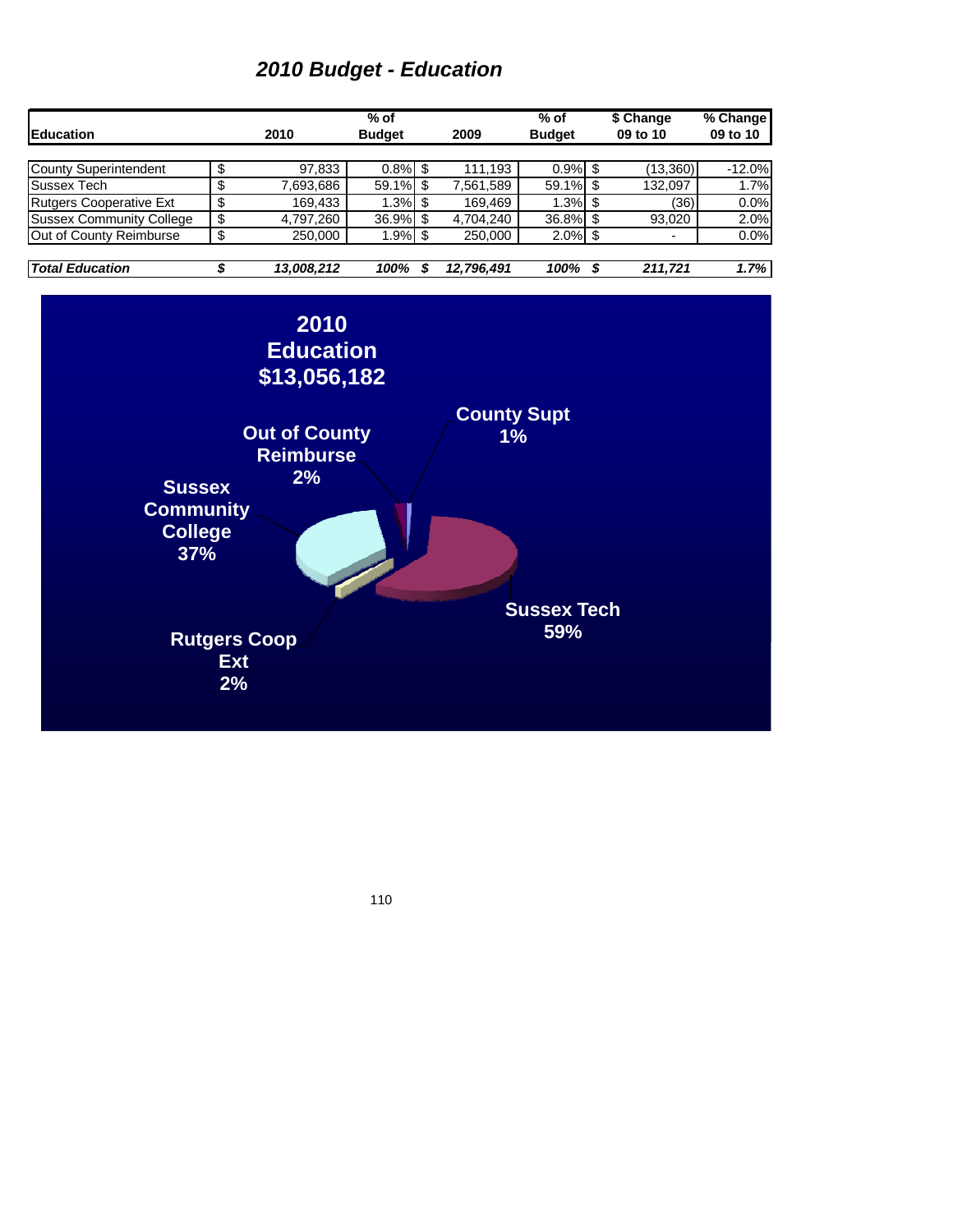# *2010 Budget - Education*

| Education | 2010 | % of Budget | 2009 | % of Budget | $ Change 09 to 10 | % Change 09 to 10 |
|---|---|---|---|---|---|---|
| County Superintendent | $ 97,833 | 0.8% | $ 111,193 | 0.9% | $ (13,360) | -12.0% |
| Sussex Tech | $ 7,693,686 | 59.1% | $ 7,561,589 | 59.1% | $ 132,097 | 1.7% |
| Rutgers Cooperative Ext | $ 169,433 | 1.3% | $ 169,469 | 1.3% | $ (36) | 0.0% |
| Sussex Community College | $ 4,797,260 | 36.9% | $ 4,704,240 | 36.8% | $ 93,020 | 2.0% |
| Out of County Reimburse | $ 250,000 | 1.9% | $ 250,000 | 2.0% | $ - | 0.0% |
| ***Total Education*** | ***$ 13,008,212*** | ***100%*** | ***$ 12,796,491*** | ***100%*** | ***$ 211,721*** | ***1.7%*** |

**2010 Education $13,056,182**

- **County Supt 1%**
- **Out of County Reimburse 2%**
- **Sussex Community College 37%**
- **Rutgers Coop Ext 2%**
- **Sussex Tech 59%**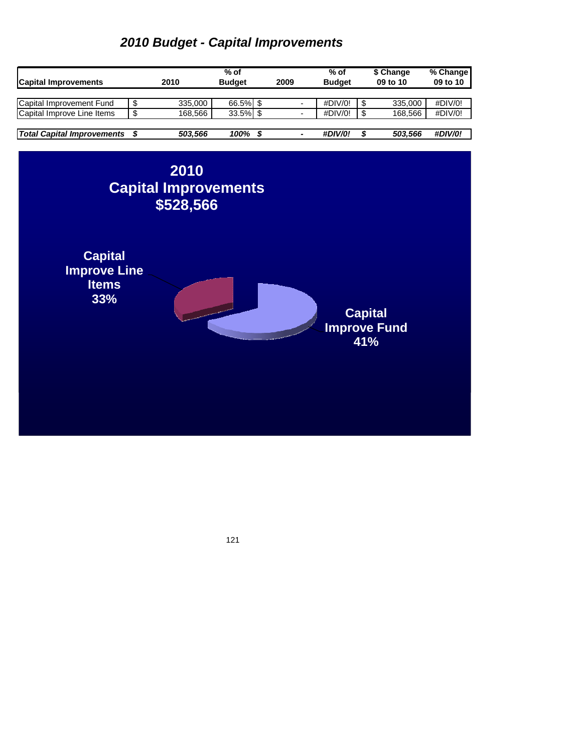# *2010 Budget - Capital Improvements*

| Capital Improvements | 2010 | % of Budget | 2009 | % of Budget | $ Change 09 to 10 | % Change 09 to 10 |
|---|---|---|---|---|---|---|
| Capital Improvement Fund | $ 335,000 | 66.5% | $ - | #DIV/0! | $ 335,000 | #DIV/0! |
| Capital Improve Line Items | $ 168,566 | 33.5% | $ - | #DIV/0! | $ 168,566 | #DIV/0! |
| ***Total Capital Improvements*** | ***$ 503,566*** | ***100%*** | ***$ -*** | ***#DIV/0!*** | ***$ 503,566*** | ***#DIV/0!*** |

**2010**
**Capital Improvements**
**$528,566**

**Capital Improve Line Items 33%**

**Capital Improve Fund 41%**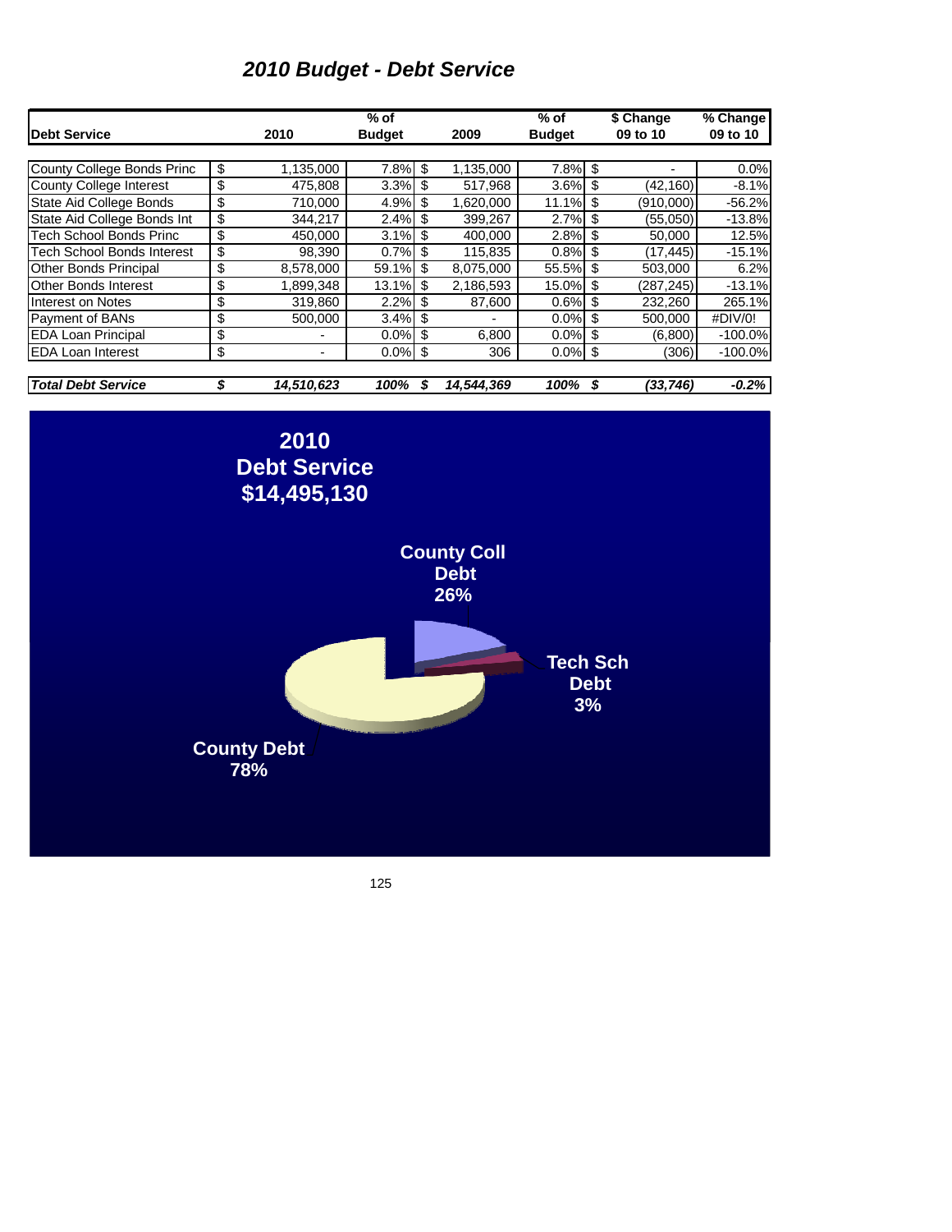# *2010 Budget - Debt Service*

| Debt Service | 2010 | % of Budget | 2009 | % of Budget | $ Change 09 to 10 | % Change 09 to 10 |
|---|---|---|---|---|---|---|
| County College Bonds Princ | $ 1,135,000 | 7.8% | $ 1,135,000 | 7.8% | $ - | 0.0% |
| County College Interest | $ 475,808 | 3.3% | $ 517,968 | 3.6% | $ (42,160) | -8.1% |
| State Aid College Bonds | $ 710,000 | 4.9% | $ 1,620,000 | 11.1% | $ (910,000) | -56.2% |
| State Aid College Bonds Int | $ 344,217 | 2.4% | $ 399,267 | 2.7% | $ (55,050) | -13.8% |
| Tech School Bonds Princ | $ 450,000 | 3.1% | $ 400,000 | 2.8% | $ 50,000 | 12.5% |
| Tech School Bonds Interest | $ 98,390 | 0.7% | $ 115,835 | 0.8% | $ (17,445) | -15.1% |
| Other Bonds Principal | $ 8,578,000 | 59.1% | $ 8,075,000 | 55.5% | $ 503,000 | 6.2% |
| Other Bonds Interest | $ 1,899,348 | 13.1% | $ 2,186,593 | 15.0% | $ (287,245) | -13.1% |
| Interest on Notes | $ 319,860 | 2.2% | $ 87,600 | 0.6% | $ 232,260 | 265.1% |
| Payment of BANs | $ 500,000 | 3.4% | $ - | 0.0% | $ 500,000 | #DIV/0! |
| EDA Loan Principal | $ - | 0.0% | $ 6,800 | 0.0% | $ (6,800) | -100.0% |
| EDA Loan Interest | $ - | 0.0% | $ 306 | 0.0% | $ (306) | -100.0% |
| ***Total Debt Service*** | ***$ 14,510,623*** | ***100%*** | ***$ 14,544,369*** | ***100%*** | ***$ (33,746)*** | ***-0.2%*** |

**2010 Debt Service $14,495,130**

**County Coll Debt 26%**

**Tech Sch Debt 3%**

**County Debt 78%**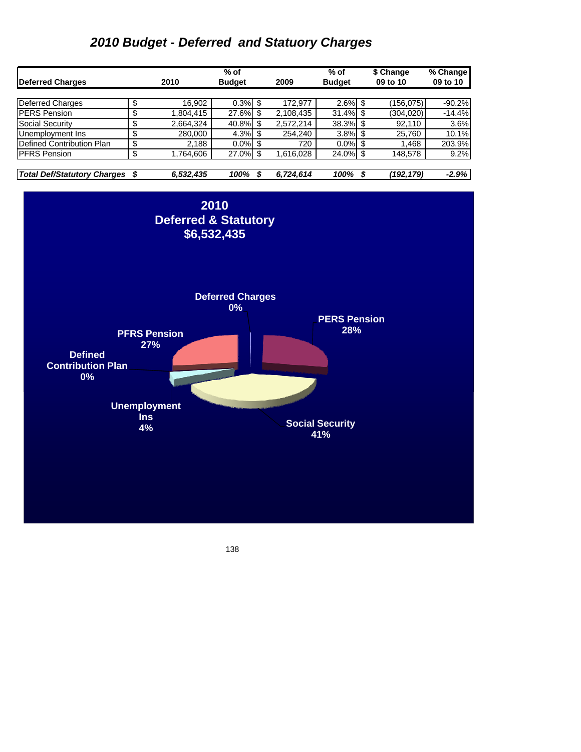# *2010 Budget - Deferred and Statuory Charges*

| Deferred Charges | | 2010 | % of Budget | | 2009 | % of Budget | | $ Change 09 to 10 | % Change 09 to 10 |
|---|---|---|---|---|---|---|---|---|---|
| Deferred Charges | $ | 16,902 | 0.3% | $ | 172,977 | 2.6% | $ | (156,075) | -90.2% |
| PERS Pension | $ | 1,804,415 | 27.6% | $ | 2,108,435 | 31.4% | $ | (304,020) | -14.4% |
| Social Security | $ | 2,664,324 | 40.8% | $ | 2,572,214 | 38.3% | $ | 92,110 | 3.6% |
| Unemployment Ins | $ | 280,000 | 4.3% | $ | 254,240 | 3.8% | $ | 25,760 | 10.1% |
| Defined Contribution Plan | $ | 2,188 | 0.0% | $ | 720 | 0.0% | $ | 1,468 | 203.9% |
| PFRS Pension | $ | 1,764,606 | 27.0% | $ | 1,616,028 | 24.0% | $ | 148,578 | 9.2% |
| ***Total Def/Statutory Charges*** | ***$*** | ***6,532,435*** | ***100%*** | ***$*** | ***6,724,614*** | ***100%*** | ***$*** | ***(192,179)*** | ***-2.9%*** |

**2010**
**Deferred & Statutory**
**$6,532,435**

**Deferred Charges 0%**
**PERS Pension 28%**
**Social Security 41%**
**Unemployment Ins 4%**
**Defined Contribution Plan 0%**
**PFRS Pension 27%**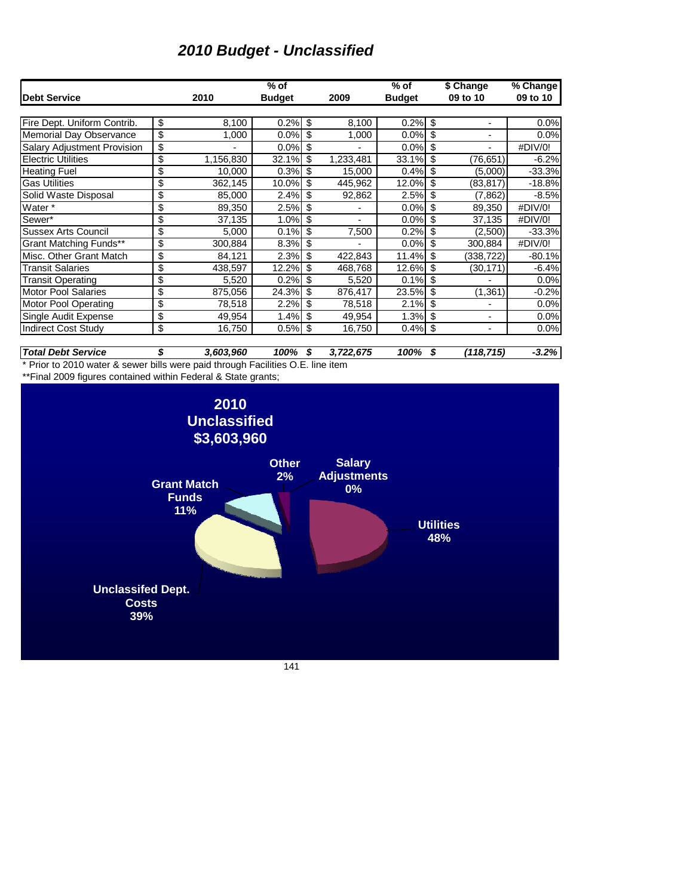# 2010 Budget - Unclassified

| Debt Service | 2010 | % of Budget | 2009 | % of Budget | $ Change 09 to 10 | % Change 09 to 10 |
|---|---|---|---|---|---|---|
| Fire Dept. Uniform Contrib. | $ 8,100 | 0.2% | $ 8,100 | 0.2% | $ - | 0.0% |
| Memorial Day Observance | $ 1,000 | 0.0% | $ 1,000 | 0.0% | $ - | 0.0% |
| Salary Adjustment Provision | $ - | 0.0% | $ - | 0.0% | $ - | #DIV/0! |
| Electric Utilities | $ 1,156,830 | 32.1% | $ 1,233,481 | 33.1% | $ (76,651) | -6.2% |
| Heating Fuel | $ 10,000 | 0.3% | $ 15,000 | 0.4% | $ (5,000) | -33.3% |
| Gas Utilities | $ 362,145 | 10.0% | $ 445,962 | 12.0% | $ (83,817) | -18.8% |
| Solid Waste Disposal | $ 85,000 | 2.4% | $ 92,862 | 2.5% | $ (7,862) | -8.5% |
| Water * | $ 89,350 | 2.5% | $ - | 0.0% | $ 89,350 | #DIV/0! |
| Sewer* | $ 37,135 | 1.0% | $ - | 0.0% | $ 37,135 | #DIV/0! |
| Sussex Arts Council | $ 5,000 | 0.1% | $ 7,500 | 0.2% | $ (2,500) | -33.3% |
| Grant Matching Funds** | $ 300,884 | 8.3% | $ - | 0.0% | $ 300,884 | #DIV/0! |
| Misc. Other Grant Match | $ 84,121 | 2.3% | $ 422,843 | 11.4% | $ (338,722) | -80.1% |
| Transit Salaries | $ 438,597 | 12.2% | $ 468,768 | 12.6% | $ (30,171) | -6.4% |
| Transit Operating | $ 5,520 | 0.2% | $ 5,520 | 0.1% | $ - | 0.0% |
| Motor Pool Salaries | $ 875,056 | 24.3% | $ 876,417 | 23.5% | $ (1,361) | -0.2% |
| Motor Pool Operating | $ 78,518 | 2.2% | $ 78,518 | 2.1% | $ - | 0.0% |
| Single Audit Expense | $ 49,954 | 1.4% | $ 49,954 | 1.3% | $ - | 0.0% |
| Indirect Cost Study | $ 16,750 | 0.5% | $ 16,750 | 0.4% | $ - | 0.0% |
| ***Total Debt Service*** | ***$ 3,603,960*** | ***100%*** | ***$ 3,722,675*** | ***100%*** | ***$ (118,715)*** | ***-3.2%*** |

* Prior to 2010 water & sewer bills were paid through Facilities O.E. line item

**Final 2009 figures contained within Federal & State grants;

2010 Unclassified $3,603,960

Other 2%

Salary Adjustments 0%

Grant Match Funds 11%

Utilities 48%

Unclassifed Dept. Costs 39%